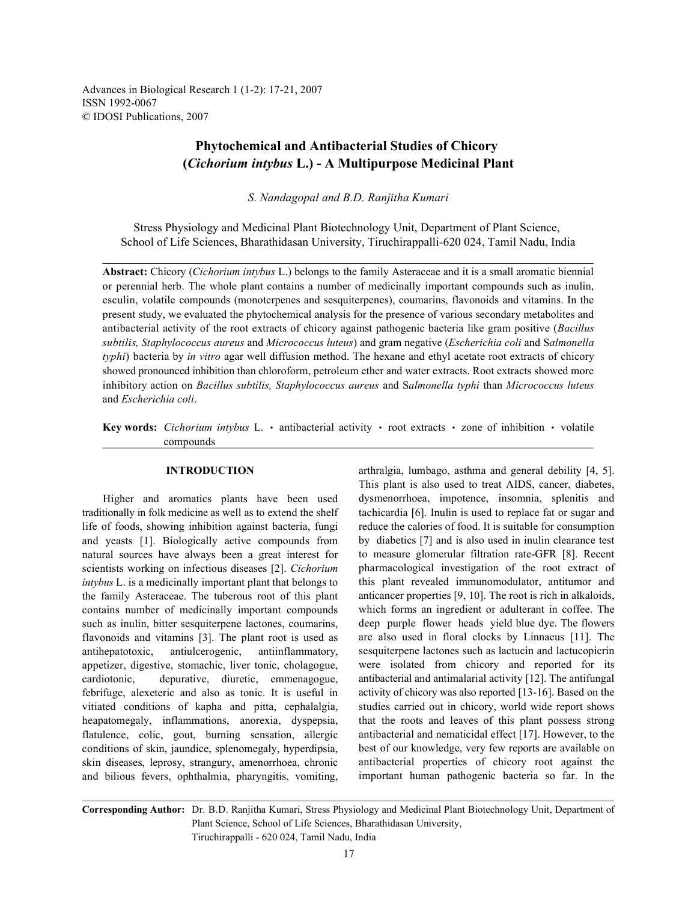Advances in Biological Research 1 (1-2): 17-21, 2007
ISSN 1992-0067
© IDOSI Publications, 2007

# Phytochemical and Antibacterial Studies of Chicory (*Cichorium intybus* L.) - A Multipurpose Medicinal Plant

*S. Nandagopal and B.D. Ranjitha Kumari*

Stress Physiology and Medicinal Plant Biotechnology Unit, Department of Plant Science, School of Life Sciences, Bharathidasan University, Tiruchirappalli-620 024, Tamil Nadu, India

**Abstract:** Chicory (*Cichorium intybus* L.) belongs to the family Asteraceae and it is a small aromatic biennial or perennial herb. The whole plant contains a number of medicinally important compounds such as inulin, esculin, volatile compounds (monoterpenes and sesquiterpenes), coumarins, flavonoids and vitamins. In the present study, we evaluated the phytochemical analysis for the presence of various secondary metabolites and antibacterial activity of the root extracts of chicory against pathogenic bacteria like gram positive (*Bacillus subtilis, Staphylococcus aureus* and *Micrococcus luteus*) and gram negative (*Escherichia coli* and S*almonella typhi*) bacteria by *in vitro* agar well diffusion method. The hexane and ethyl acetate root extracts of chicory showed pronounced inhibition than chloroform, petroleum ether and water extracts. Root extracts showed more inhibitory action on *Bacillus subtilis, Staphylococcus aureus* and S*almonella typhi* than *Micrococcus luteus* and *Escherichia coli*.

**Key words:** *Cichorium intybus* L. · antibacterial activity · root extracts · zone of inhibition · volatile compounds

## INTRODUCTION

Higher and aromatics plants have been used traditionally in folk medicine as well as to extend the shelf life of foods, showing inhibition against bacteria, fungi and yeasts [1]. Biologically active compounds from natural sources have always been a great interest for scientists working on infectious diseases [2]. *Cichorium intybus* L. is a medicinally important plant that belongs to the family Asteraceae. The tuberous root of this plant contains number of medicinally important compounds such as inulin, bitter sesquiterpene lactones, coumarins, flavonoids and vitamins [3]. The plant root is used as antihepatotoxic, antiulcerogenic, antiinflammatory, appetizer, digestive, stomachic, liver tonic, cholagogue, cardiotonic, depurative, diuretic, emmenagogue, febrifuge, alexeteric and also as tonic. It is useful in vitiated conditions of kapha and pitta, cephalalgia, heapatomegaly, inflammations, anorexia, dyspepsia, flatulence, colic, gout, burning sensation, allergic conditions of skin, jaundice, splenomegaly, hyperdipsia, skin diseases, leprosy, strangury, amenorrhoea, chronic and bilious fevers, ophthalmia, pharyngitis, vomiting, arthralgia, lumbago, asthma and general debility [4, 5]. This plant is also used to treat AIDS, cancer, diabetes, dysmenorrhoea, impotence, insomnia, splenitis and tachicardia [6]. Inulin is used to replace fat or sugar and reduce the calories of food. It is suitable for consumption by diabetics [7] and is also used in inulin clearance test to measure glomerular filtration rate-GFR [8]. Recent pharmacological investigation of the root extract of this plant revealed immunomodulator, antitumor and anticancer properties [9, 10]. The root is rich in alkaloids, which forms an ingredient or adulterant in coffee. The deep purple flower heads yield blue dye. The flowers are also used in floral clocks by Linnaeus [11]. The sesquiterpene lactones such as lactucin and lactucopicrin were isolated from chicory and reported for its antibacterial and antimalarial activity [12]. The antifungal activity of chicory was also reported [13-16]. Based on the studies carried out in chicory, world wide report shows that the roots and leaves of this plant possess strong antibacterial and nematicidal effect [17]. However, to the best of our knowledge, very few reports are available on antibacterial properties of chicory root against the important human pathogenic bacteria so far. In the

**Corresponding Author:** Dr. B.D. Ranjitha Kumari, Stress Physiology and Medicinal Plant Biotechnology Unit, Department of Plant Science, School of Life Sciences, Bharathidasan University, Tiruchirappalli - 620 024, Tamil Nadu, India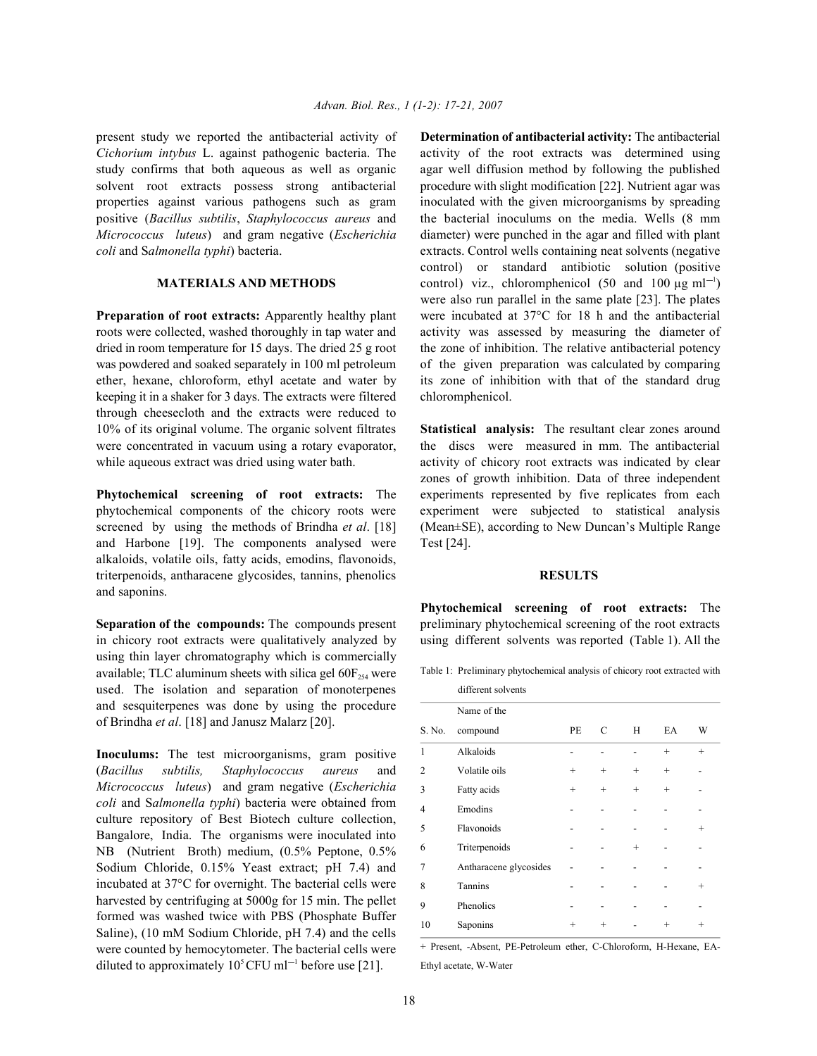present study we reported the antibacterial activity of *Cichorium intybus* L. against pathogenic bacteria. The study confirms that both aqueous as well as organic solvent root extracts possess strong antibacterial properties against various pathogens such as gram positive (*Bacillus subtilis*, *Staphylococcus aureus* and *Micrococcus luteus*) and gram negative (*Escherichia coli* and S*almonella typhi*) bacteria.

## MATERIALS AND METHODS

**Preparation of root extracts:** Apparently healthy plant roots were collected, washed thoroughly in tap water and dried in room temperature for 15 days. The dried 25 g root was powdered and soaked separately in 100 ml petroleum ether, hexane, chloroform, ethyl acetate and water by keeping it in a shaker for 3 days. The extracts were filtered through cheesecloth and the extracts were reduced to 10% of its original volume. The organic solvent filtrates were concentrated in vacuum using a rotary evaporator, while aqueous extract was dried using water bath.

**Phytochemical screening of root extracts:** The phytochemical components of the chicory roots were screened by using the methods of Brindha *et al*. [18] and Harbone [19]. The components analysed were alkaloids, volatile oils, fatty acids, emodins, flavonoids, triterpenoids, antharacene glycosides, tannins, phenolics and saponins.

**Separation of the compounds:** The compounds present in chicory root extracts were qualitatively analyzed by using thin layer chromatography which is commercially available; TLC aluminum sheets with silica gel $60F_{254}$ were used. The isolation and separation of monoterpenes and sesquiterpenes was done by using the procedure of Brindha *et al*. [18] and Janusz Malarz [20].

**Inoculums:** The test microorganisms, gram positive (*Bacillus subtilis, Staphylococcus aureus* and *Micrococcus luteus*) and gram negative (*Escherichia coli* and S*almonella typhi*) bacteria were obtained from culture repository of Best Biotech culture collection, Bangalore, India. The organisms were inoculated into NB (Nutrient Broth) medium, (0.5% Peptone, 0.5% Sodium Chloride, 0.15% Yeast extract; pH 7.4) and incubated at 37°C for overnight. The bacterial cells were harvested by centrifuging at 5000g for 15 min. The pellet formed was washed twice with PBS (Phosphate Buffer Saline), (10 mM Sodium Chloride, pH 7.4) and the cells were counted by hemocytometer. The bacterial cells were diluted to approximately $10^5$ CFU $ml^{-1}$ before use [21].

**Determination of antibacterial activity:** The antibacterial activity of the root extracts was determined using agar well diffusion method by following the published procedure with slight modification [22]. Nutrient agar was inoculated with the given microorganisms by spreading the bacterial inoculums on the media. Wells (8 mm diameter) were punched in the agar and filled with plant extracts. Control wells containing neat solvents (negative control) or standard antibiotic solution (positive control) viz., chloromphenicol (50 and 100 μg $ml^{-1}$) were also run parallel in the same plate [23]. The plates were incubated at 37°C for 18 h and the antibacterial activity was assessed by measuring the diameter of the zone of inhibition. The relative antibacterial potency of the given preparation was calculated by comparing its zone of inhibition with that of the standard drug chloromphenicol.

**Statistical analysis:** The resultant clear zones around the discs were measured in mm. The antibacterial activity of chicory root extracts was indicated by clear zones of growth inhibition. Data of three independent experiments represented by five replicates from each experiment were subjected to statistical analysis (Mean±SE), according to New Duncan's Multiple Range Test [24].

## RESULTS

**Phytochemical screening of root extracts:** The preliminary phytochemical screening of the root extracts using different solvents was reported (Table 1). All the

Table 1: Preliminary phytochemical analysis of chicory root extracted with different solvents

| S. No. | Name of the compound | PE | C | H | EA | W |
|---|---|---|---|---|---|---|
| 1 | Alkaloids | - | - | - | + | + |
| 2 | Volatile oils | + | + | + | + | - |
| 3 | Fatty acids | + | + | + | + | - |
| 4 | Emodins | - | - | - | - | - |
| 5 | Flavonoids | - | - | - | - | + |
| 6 | Triterpenoids | - | - | + | - | - |
| 7 | Antharacene glycosides | - | - | - | - | - |
| 8 | Tannins | - | - | - | - | + |
| 9 | Phenolics | - | - | - | - | - |
| 10 | Saponins | + | + | - | + | + |

+ Present, -Absent, PE-Petroleum ether, C-Chloroform, H-Hexane, EA-Ethyl acetate, W-Water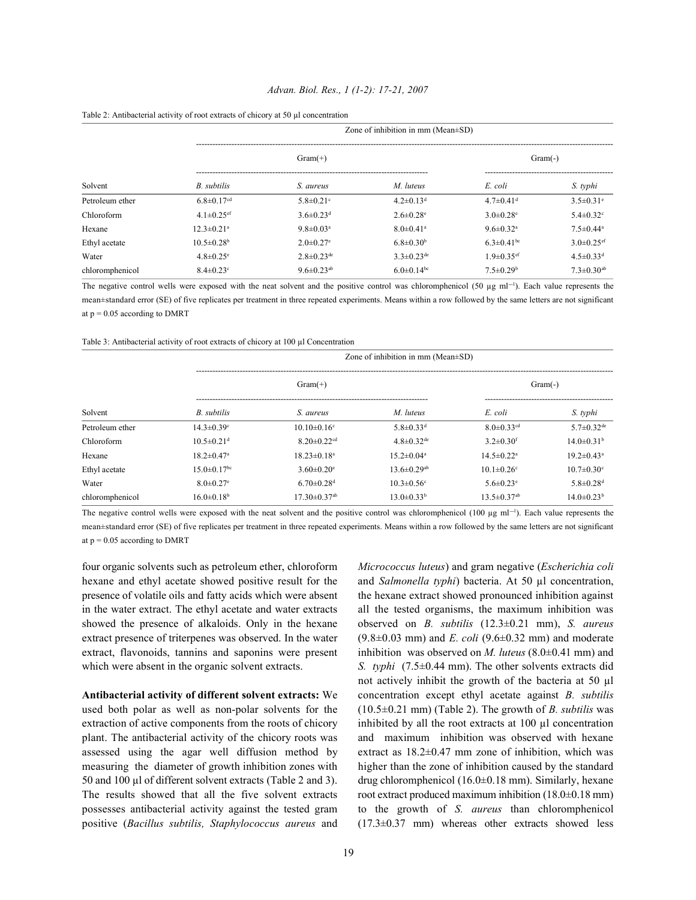Table 2: Antibacterial activity of root extracts of chicory at 50 µl concentration

| | Zone of inhibition in mm (Mean±SD) | | | | |
|---|---|---|---|---|---|
| | Gram(+) | | | Gram(-) | |
| Solvent | *B. subtilis* | *S. aureus* | *M. luteus* | *E. coli* | *S. typhi* |
| Petroleum ether | 6.8±0.17[cd] | 5.8±0.21[c] | 4.2±0.13[d] | 4.7±0.41[d] | 3.5±0.31[e] |
| Chloroform | 4.1±0.25[ef] | 3.6±0.23[d] | 2.6±0.28[e] | 3.0±0.28[e] | 5.4±0.32[c] |
| Hexane | 12.3±0.21[a] | 9.8±0.03[a] | 8.0±0.41[a] | 9.6±0.32[a] | 7.5±0.44[a] |
| Ethyl acetate | 10.5±0.28[b] | 2.0±0.27[e] | 6.8±0.30[b] | 6.3±0.41[bc] | 3.0±0.25[ef] |
| Water | 4.8±0.25[e] | 2.8±0.23[de] | 3.3±0.23[de] | 1.9±0.35[ef] | 4.5±0.33[d] |
| chloromphenicol | 8.4±0.23[c] | 9.6±0.23[ab] | 6.0±0.14[bc] | 7.5±0.29[b] | 7.3±0.30[ab] |

The negative control wells were exposed with the neat solvent and the positive control was chloromphenicol (50 µg ml$^{-1}$). Each value represents the mean±standard error (SE) of five replicates per treatment in three repeated experiments. Means within a row followed by the same letters are not significant at p = 0.05 according to DMRT

Table 3: Antibacterial activity of root extracts of chicory at 100 µl Concentration

| | Zone of inhibition in mm (Mean±SD) | | | | |
|---|---|---|---|---|---|
| | Gram(+) | | | Gram(-) | |
| Solvent | *B. subtilis* | *S. aureus* | *M. luteus* | *E. coli* | *S. typhi* |
| Petroleum ether | 14.3±0.39[c] | 10.10±0.16[c] | 5.8±0.33[d] | 8.0±0.33[cd] | 5.7±0.32[de] |
| Chloroform | 10.5±0.21[d] | 8.20±0.22[cd] | 4.8±0.32[de] | 3.2±0.30[f] | 14.0±0.31[b] |
| Hexane | 18.2±0.47[a] | 18.23±0.18[a] | 15.2±0.04[a] | 14.5±0.22[a] | 19.2±0.43[a] |
| Ethyl acetate | 15.0±0.17[bc] | 3.60±0.20[e] | 13.6±0.29[ab] | 10.1±0.26[c] | 10.7±0.30[c] |
| Water | 8.0±0.27[e] | 6.70±0.28[d] | 10.3±0.56[c] | 5.6±0.23[e] | 5.8±0.28[d] |
| chloromphenicol | 16.0±0.18[b] | 17.30±0.37[ab] | 13.0±0.33[b] | 13.5±0.37[ab] | 14.0±0.23[b] |

The negative control wells were exposed with the neat solvent and the positive control was chloromphenicol (100 µg ml$^{-1}$). Each value represents the mean±standard error (SE) of five replicates per treatment in three repeated experiments. Means within a row followed by the same letters are not significant at p = 0.05 according to DMRT

four organic solvents such as petroleum ether, chloroform hexane and ethyl acetate showed positive result for the presence of volatile oils and fatty acids which were absent in the water extract. The ethyl acetate and water extracts showed the presence of alkaloids. Only in the hexane extract presence of triterpenes was observed. In the water extract, flavonoids, tannins and saponins were present which were absent in the organic solvent extracts.

**Antibacterial activity of different solvent extracts:** We used both polar as well as non-polar solvents for the extraction of active components from the roots of chicory plant. The antibacterial activity of the chicory roots was assessed using the agar well diffusion method by measuring the diameter of growth inhibition zones with 50 and 100 µl of different solvent extracts (Table 2 and 3). The results showed that all the five solvent extracts possesses antibacterial activity against the tested gram positive (*Bacillus subtilis, Staphylococcus aureus* and *Micrococcus luteus*) and gram negative (*Escherichia coli* and *Salmonella typhi*) bacteria. At 50 µl concentration, the hexane extract showed pronounced inhibition against all the tested organisms, the maximum inhibition was observed on *B. subtilis* (12.3±0.21 mm), *S. aureus* (9.8±0.03 mm) and *E. coli* (9.6±0.32 mm) and moderate inhibition was observed on *M. luteus* (8.0±0.41 mm) and *S. typhi* (7.5±0.44 mm). The other solvents extracts did not actively inhibit the growth of the bacteria at 50 µl concentration except ethyl acetate against *B. subtilis* (10.5±0.21 mm) (Table 2). The growth of *B. subtilis* was inhibited by all the root extracts at 100 µl concentration and maximum inhibition was observed with hexane extract as 18.2±0.47 mm zone of inhibition, which was higher than the zone of inhibition caused by the standard drug chloromphenicol (16.0±0.18 mm). Similarly, hexane root extract produced maximum inhibition (18.0±0.18 mm) to the growth of *S. aureus* than chloromphenicol (17.3±0.37 mm) whereas other extracts showed less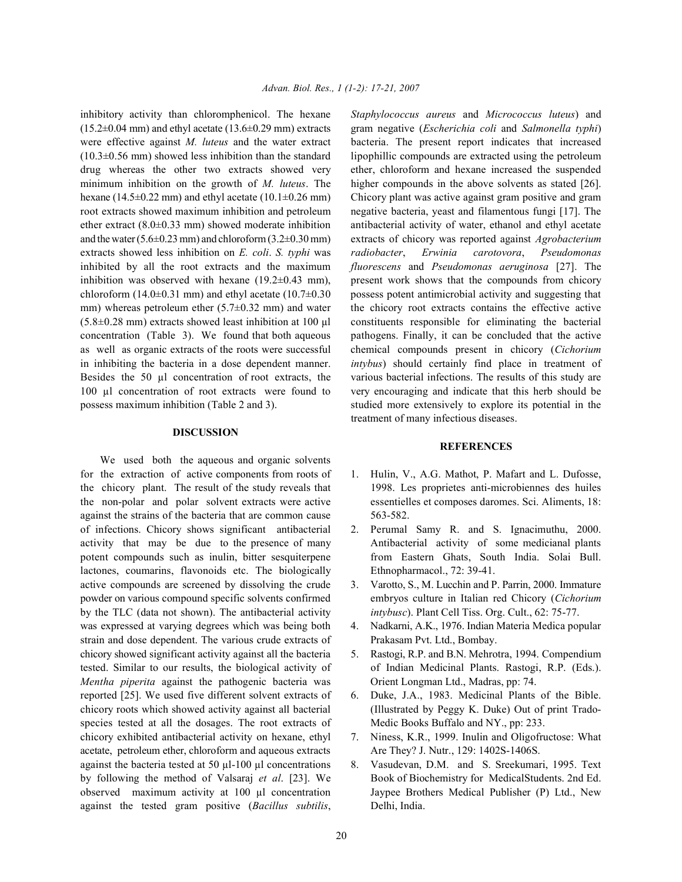inhibitory activity than chloromphenicol. The hexane (15.2±0.04 mm) and ethyl acetate (13.6±0.29 mm) extracts were effective against *M. luteus* and the water extract (10.3±0.56 mm) showed less inhibition than the standard drug whereas the other two extracts showed very minimum inhibition on the growth of *M. luteus*. The hexane (14.5±0.22 mm) and ethyl acetate (10.1±0.26 mm) root extracts showed maximum inhibition and petroleum ether extract (8.0±0.33 mm) showed moderate inhibition and the water (5.6±0.23 mm) and chloroform (3.2±0.30 mm) extracts showed less inhibition on *E. coli*. *S. typhi* was inhibited by all the root extracts and the maximum inhibition was observed with hexane (19.2±0.43 mm), chloroform (14.0±0.31 mm) and ethyl acetate (10.7±0.30 mm) whereas petroleum ether (5.7±0.32 mm) and water (5.8±0.28 mm) extracts showed least inhibition at 100 µl concentration (Table 3). We found that both aqueous as well as organic extracts of the roots were successful in inhibiting the bacteria in a dose dependent manner. Besides the 50 µl concentration of root extracts, the 100 µl concentration of root extracts were found to possess maximum inhibition (Table 2 and 3).

## DISCUSSION

We used both the aqueous and organic solvents for the extraction of active components from roots of the chicory plant. The result of the study reveals that the non-polar and polar solvent extracts were active against the strains of the bacteria that are common cause of infections. Chicory shows significant antibacterial activity that may be due to the presence of many potent compounds such as inulin, bitter sesquiterpene lactones, coumarins, flavonoids etc. The biologically active compounds are screened by dissolving the crude powder on various compound specific solvents confirmed by the TLC (data not shown). The antibacterial activity was expressed at varying degrees which was being both strain and dose dependent. The various crude extracts of chicory showed significant activity against all the bacteria tested. Similar to our results, the biological activity of *Mentha piperita* against the pathogenic bacteria was reported [25]. We used five different solvent extracts of chicory roots which showed activity against all bacterial species tested at all the dosages. The root extracts of chicory exhibited antibacterial activity on hexane, ethyl acetate, petroleum ether, chloroform and aqueous extracts against the bacteria tested at 50 µl-100 µl concentrations by following the method of Valsaraj *et al*. [23]. We observed maximum activity at 100 µl concentration against the tested gram positive (*Bacillus subtilis*, *Staphylococcus aureus* and *Micrococcus luteus*) and gram negative (*Escherichia coli* and *Salmonella typhi*) bacteria. The present report indicates that increased lipophillic compounds are extracted using the petroleum ether, chloroform and hexane increased the suspended higher compounds in the above solvents as stated [26]. Chicory plant was active against gram positive and gram negative bacteria, yeast and filamentous fungi [17]. The antibacterial activity of water, ethanol and ethyl acetate extracts of chicory was reported against *Agrobacterium radiobacter*, *Erwinia carotovora*, *Pseudomonas fluorescens* and *Pseudomonas aeruginosa* [27]. The present work shows that the compounds from chicory possess potent antimicrobial activity and suggesting that the chicory root extracts contains the effective active constituents responsible for eliminating the bacterial pathogens. Finally, it can be concluded that the active chemical compounds present in chicory (*Cichorium intybus*) should certainly find place in treatment of various bacterial infections. The results of this study are very encouraging and indicate that this herb should be studied more extensively to explore its potential in the treatment of many infectious diseases.

## REFERENCES

1. Hulin, V., A.G. Mathot, P. Mafart and L. Dufosse, 1998. Les proprietes anti-microbiennes des huiles essentielles et composes daromes. Sci. Aliments, 18: 563-582.
2. Perumal Samy R. and S. Ignacimuthu, 2000. Antibacterial activity of some medicianal plants from Eastern Ghats, South India. Solai Bull. Ethnopharmacol., 72: 39-41.
3. Varotto, S., M. Lucchin and P. Parrin, 2000. Immature embryos culture in Italian red Chicory (*Cichorium intybusc*). Plant Cell Tiss. Org. Cult., 62: 75-77.
4. Nadkarni, A.K., 1976. Indian Materia Medica popular Prakasam Pvt. Ltd., Bombay.
5. Rastogi, R.P. and B.N. Mehrotra, 1994. Compendium of Indian Medicinal Plants. Rastogi, R.P. (Eds.). Orient Longman Ltd., Madras, pp: 74.
6. Duke, J.A., 1983. Medicinal Plants of the Bible. (Illustrated by Peggy K. Duke) Out of print Trado-Medic Books Buffalo and NY., pp: 233.
7. Niness, K.R., 1999. Inulin and Oligofructose: What Are They? J. Nutr., 129: 1402S-1406S.
8. Vasudevan, D.M. and S. Sreekumari, 1995. Text Book of Biochemistry for MedicalStudents. 2nd Ed. Jaypee Brothers Medical Publisher (P) Ltd., New Delhi, India.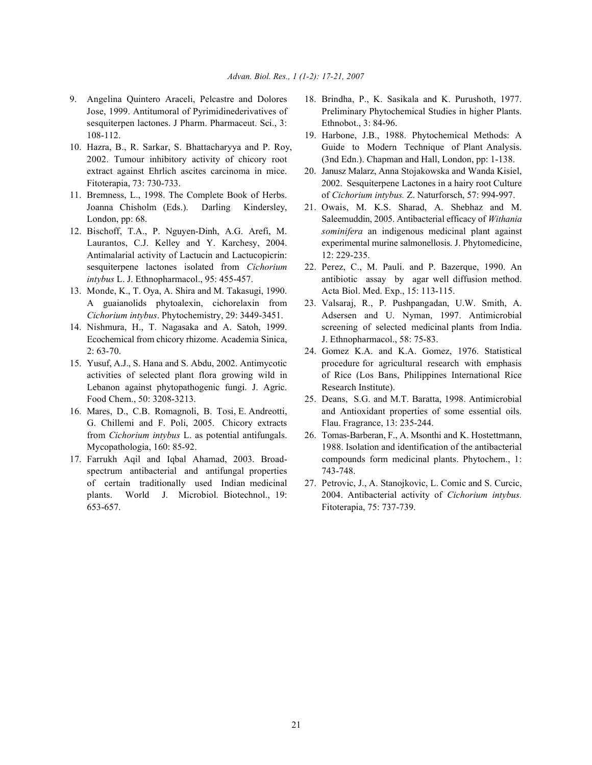9. Angelina Quintero Araceli, Pelcastre and Dolores Jose, 1999. Antitumoral of Pyrimidinederivatives of sesquiterpen lactones. J Pharm. Pharmaceut. Sci., 3: 108-112.
10. Hazra, B., R. Sarkar, S. Bhattacharyya and P. Roy, 2002. Tumour inhibitory activity of chicory root extract against Ehrlich ascites carcinoma in mice. Fitoterapia, 73: 730-733.
11. Bremness, L., 1998. The Complete Book of Herbs. Joanna Chisholm (Eds.). Darling Kindersley, London, pp: 68.
12. Bischoff, T.A., P. Nguyen-Dinh, A.G. Arefi, M. Laurantos, C.J. Kelley and Y. Karchesy, 2004. Antimalarial activity of Lactucin and Lactucopicrin: sesquiterpene lactones isolated from *Cichorium intybus* L. J. Ethnopharmacol., 95: 455-457.
13. Monde, K., T. Oya, A. Shira and M. Takasugi, 1990. A guaianolids phytoalexin, cichorelaxin from *Cichorium intybus*. Phytochemistry, 29: 3449-3451.
14. Nishmura, H., T. Nagasaka and A. Satoh, 1999. Ecochemical from chicory rhizome. Academia Sinica, 2: 63-70.
15. Yusuf, A.J., S. Hana and S. Abdu, 2002. Antimycotic activities of selected plant flora growing wild in Lebanon against phytopathogenic fungi. J. Agric. Food Chem., 50: 3208-3213.
16. Mares, D., C.B. Romagnoli, B. Tosi, E. Andreotti, G. Chillemi and F. Poli, 2005. Chicory extracts from *Cichorium intybus* L. as potential antifungals. Mycopathologia, 160: 85-92.
17. Farrukh Aqil and Iqbal Ahamad, 2003. Broad-spectrum antibacterial and antifungal properties of certain traditionally used Indian medicinal plants. World J. Microbiol. Biotechnol., 19: 653-657.
18. Brindha, P., K. Sasikala and K. Purushoth, 1977. Preliminary Phytochemical Studies in higher Plants. Ethnobot., 3: 84-96.
19. Harbone, J.B., 1988. Phytochemical Methods: A Guide to Modern Technique of Plant Analysis. (3nd Edn.). Chapman and Hall, London, pp: 1-138.
20. Janusz Malarz, Anna Stojakowska and Wanda Kisiel, 2002. Sesquiterpene Lactones in a hairy root Culture of *Cichorium intybus.* Z. Naturforsch, 57: 994-997.
21. Owais, M. K.S. Sharad, A. Shebhaz and M. Saleemuddin, 2005. Antibacterial efficacy of *Withania sominifera* an indigenous medicinal plant against experimental murine salmonellosis. J. Phytomedicine, 12: 229-235.
22. Perez, C., M. Pauli. and P. Bazerque, 1990. An antibiotic assay by agar well diffusion method. Acta Biol. Med. Exp., 15: 113-115.
23. Valsaraj, R., P. Pushpangadan, U.W. Smith, A. Adsersen and U. Nyman, 1997. Antimicrobial screening of selected medicinal plants from India. J. Ethnopharmacol., 58: 75-83.
24. Gomez K.A. and K.A. Gomez, 1976. Statistical procedure for agricultural research with emphasis of Rice (Los Bans, Philippines International Rice Research Institute).
25. Deans, S.G. and M.T. Baratta, 1998. Antimicrobial and Antioxidant properties of some essential oils. Flau. Fragrance, 13: 235-244.
26. Tomas-Barberan, F., A. Msonthi and K. Hostettmann, 1988. Isolation and identification of the antibacterial compounds form medicinal plants. Phytochem., 1: 743-748.
27. Petrovic, J., A. Stanojkovic, L. Comic and S. Curcic, 2004. Antibacterial activity of *Cichorium intybus.* Fitoterapia, 75: 737-739.